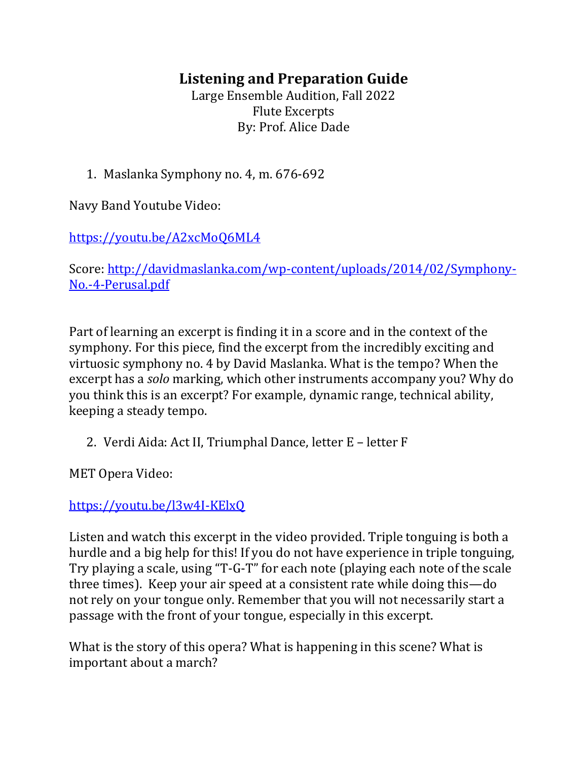# Listening and Preparation Guide

Large Ensemble Audition, Fall 2022
Flute Excerpts
By: Prof. Alice Dade

1. Maslanka Symphony no. 4, m. 676-692

Navy Band Youtube Video:

https://youtu.be/A2xcMoQ6ML4

Score: http://davidmaslanka.com/wp-content/uploads/2014/02/Symphony-No.-4-Perusal.pdf

Part of learning an excerpt is finding it in a score and in the context of the symphony. For this piece, find the excerpt from the incredibly exciting and virtuosic symphony no. 4 by David Maslanka. What is the tempo? When the excerpt has a *solo* marking, which other instruments accompany you? Why do you think this is an excerpt? For example, dynamic range, technical ability, keeping a steady tempo.

2. Verdi Aida: Act II, Triumphal Dance, letter E – letter F

MET Opera Video:

https://youtu.be/l3w4I-KElxQ

Listen and watch this excerpt in the video provided. Triple tonguing is both a hurdle and a big help for this! If you do not have experience in triple tonguing, Try playing a scale, using "T-G-T" for each note (playing each note of the scale three times). Keep your air speed at a consistent rate while doing this—do not rely on your tongue only. Remember that you will not necessarily start a passage with the front of your tongue, especially in this excerpt.

What is the story of this opera? What is happening in this scene? What is important about a march?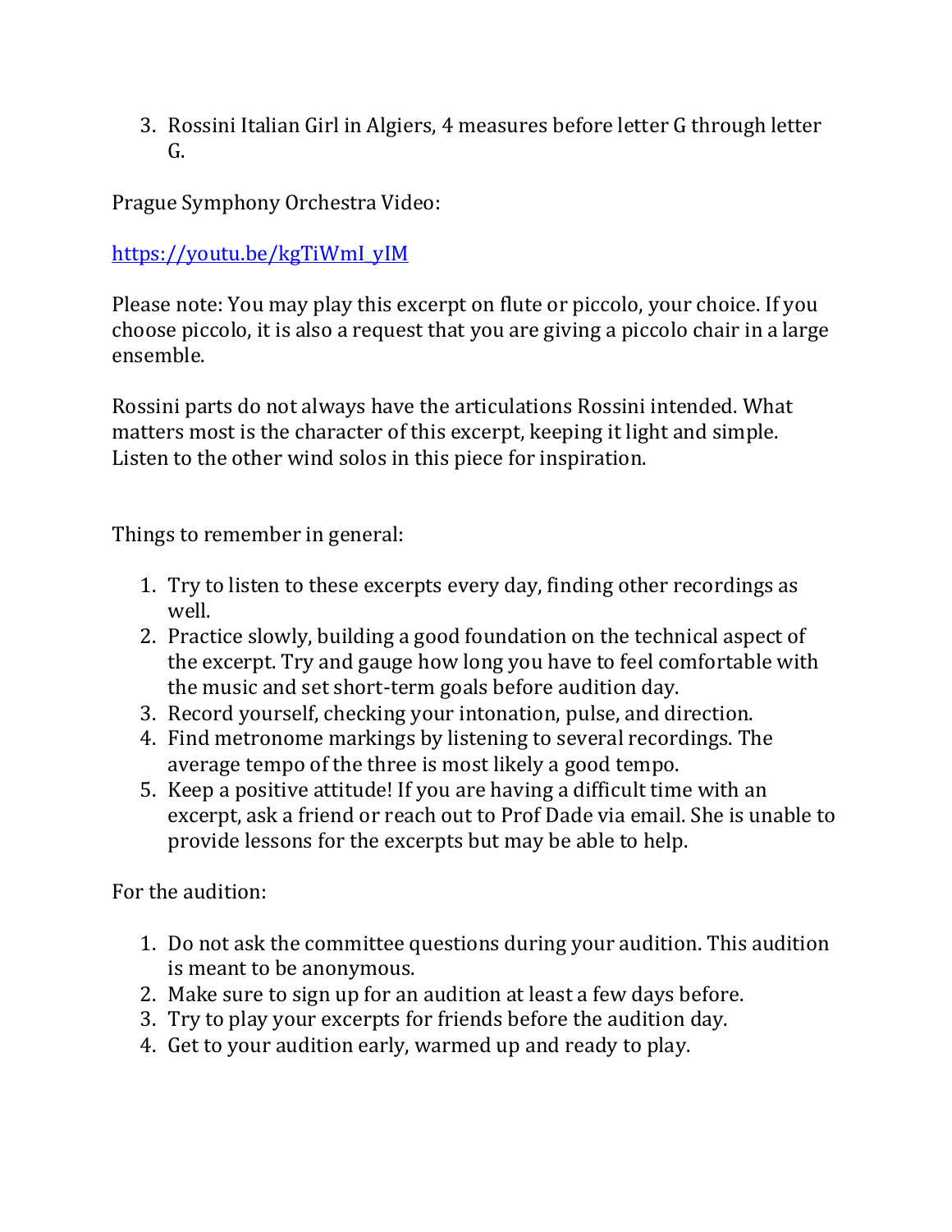3. Rossini Italian Girl in Algiers, 4 measures before letter G through letter G.

Prague Symphony Orchestra Video:

https://youtu.be/kgTiWmI_yIM

Please note: You may play this excerpt on flute or piccolo, your choice. If you choose piccolo, it is also a request that you are giving a piccolo chair in a large ensemble.

Rossini parts do not always have the articulations Rossini intended. What matters most is the character of this excerpt, keeping it light and simple. Listen to the other wind solos in this piece for inspiration.

Things to remember in general:

1. Try to listen to these excerpts every day, finding other recordings as well.
2. Practice slowly, building a good foundation on the technical aspect of the excerpt. Try and gauge how long you have to feel comfortable with the music and set short-term goals before audition day.
3. Record yourself, checking your intonation, pulse, and direction.
4. Find metronome markings by listening to several recordings. The average tempo of the three is most likely a good tempo.
5. Keep a positive attitude! If you are having a difficult time with an excerpt, ask a friend or reach out to Prof Dade via email. She is unable to provide lessons for the excerpts but may be able to help.

For the audition:

1. Do not ask the committee questions during your audition. This audition is meant to be anonymous.
2. Make sure to sign up for an audition at least a few days before.
3. Try to play your excerpts for friends before the audition day.
4. Get to your audition early, warmed up and ready to play.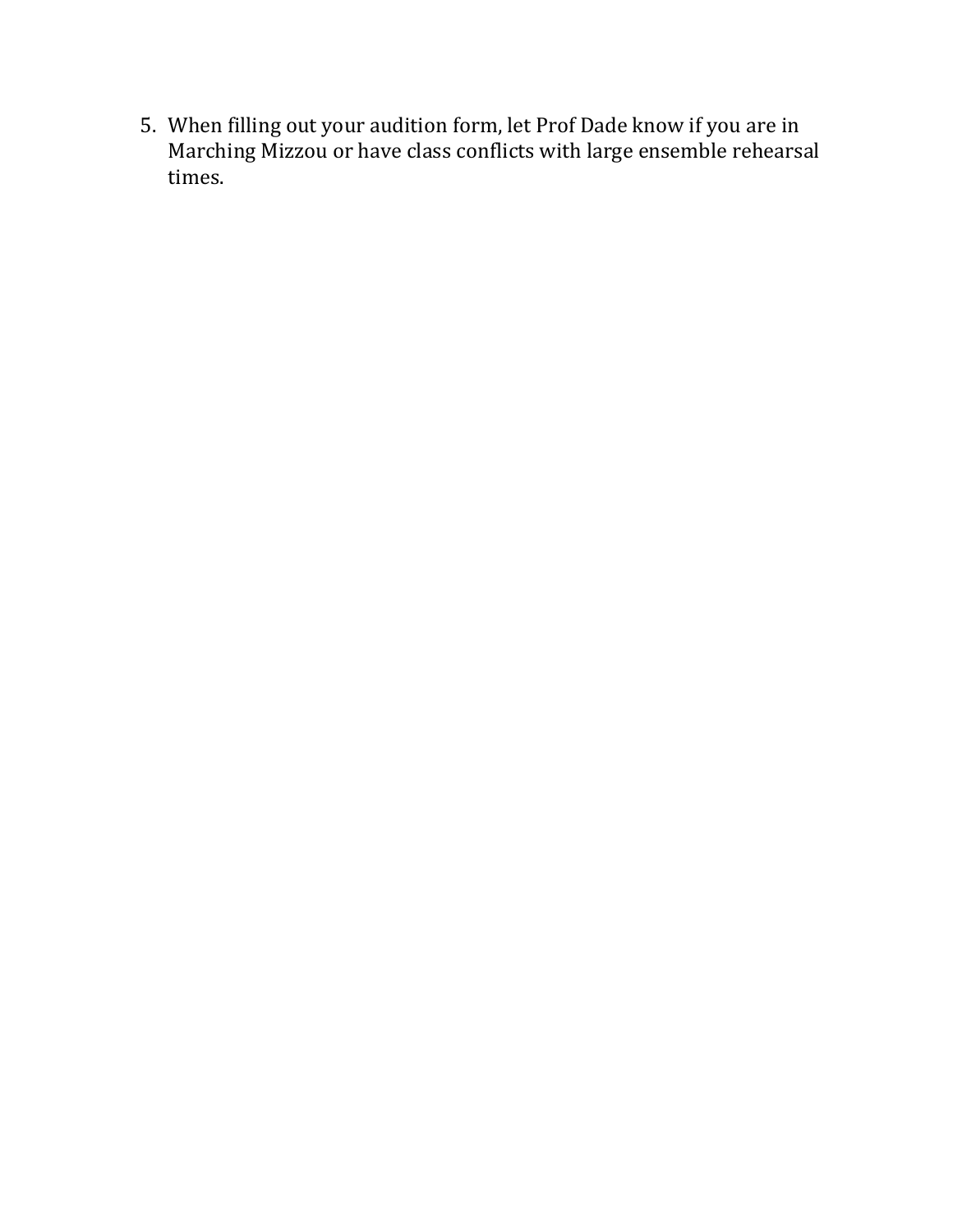5. When filling out your audition form, let Prof Dade know if you are in Marching Mizzou or have class conflicts with large ensemble rehearsal times.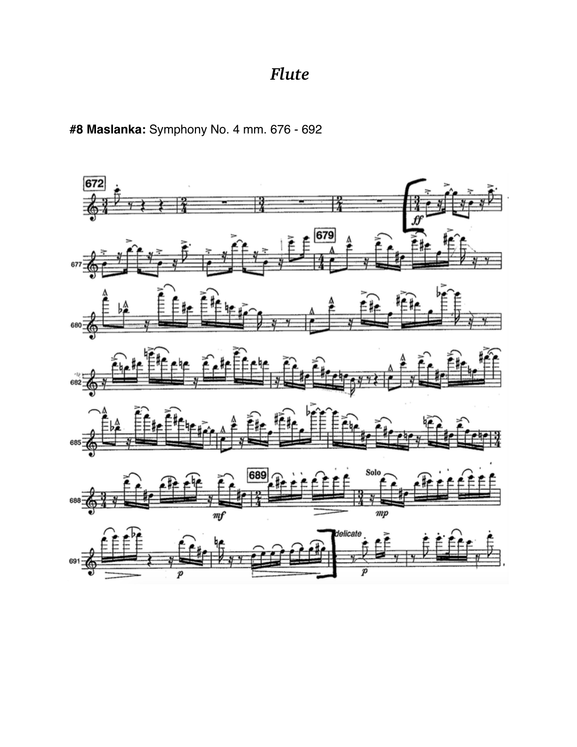# *Flute*

**#8 Maslanka:** Symphony No. 4 mm. 676 - 692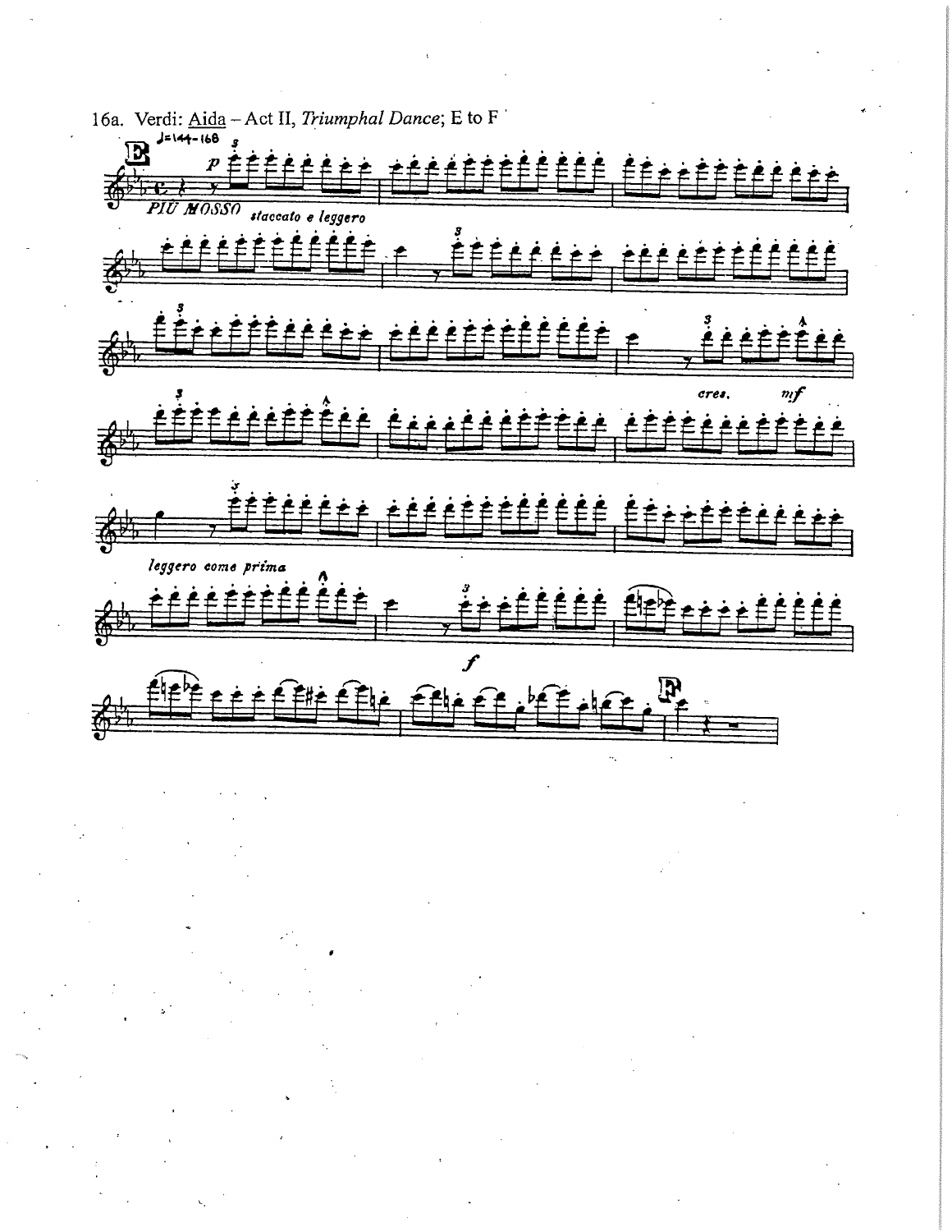16a. Verdi: Aida – Act II, *Triumphal Dance*; E to F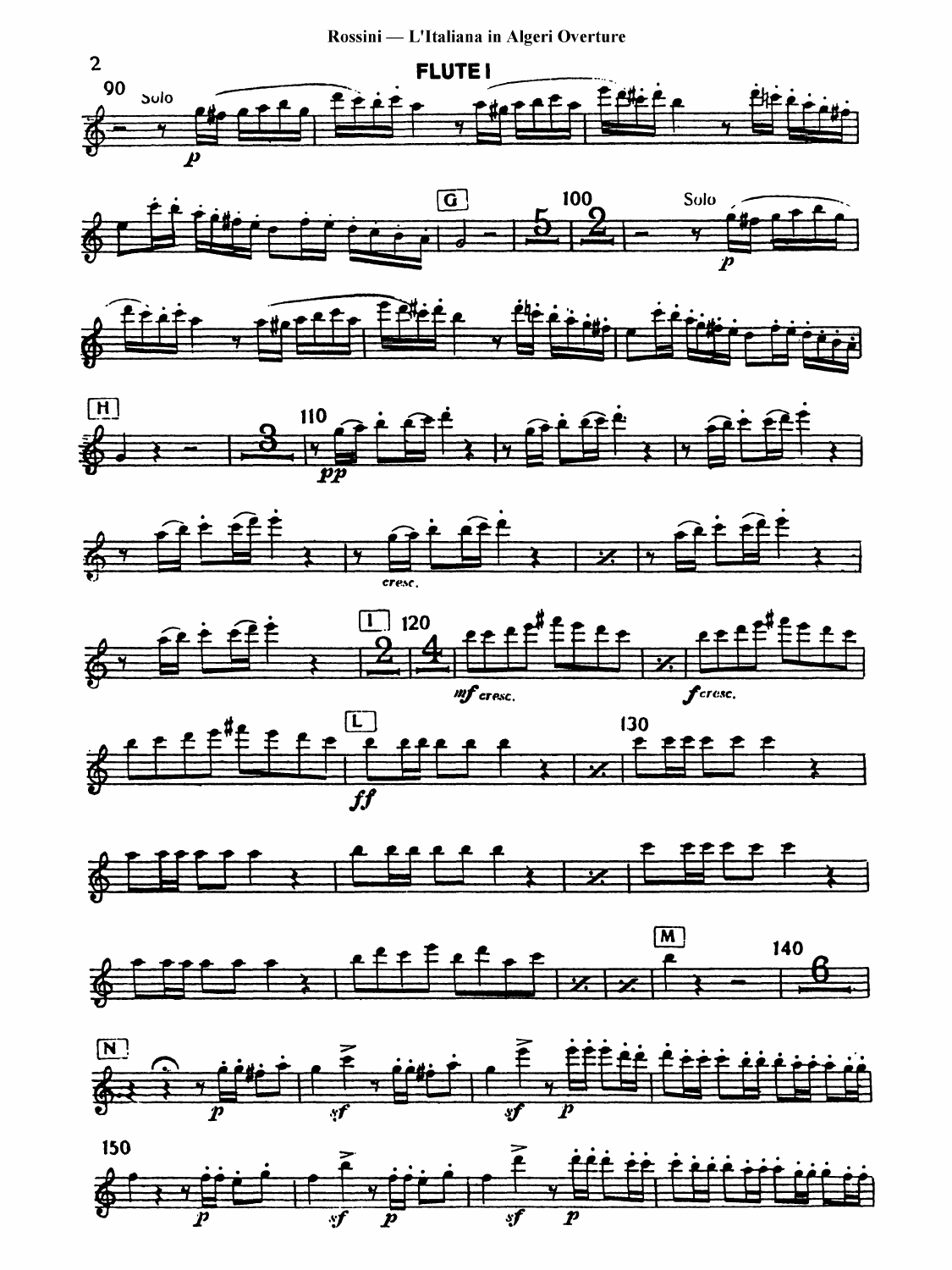# FLUTE I